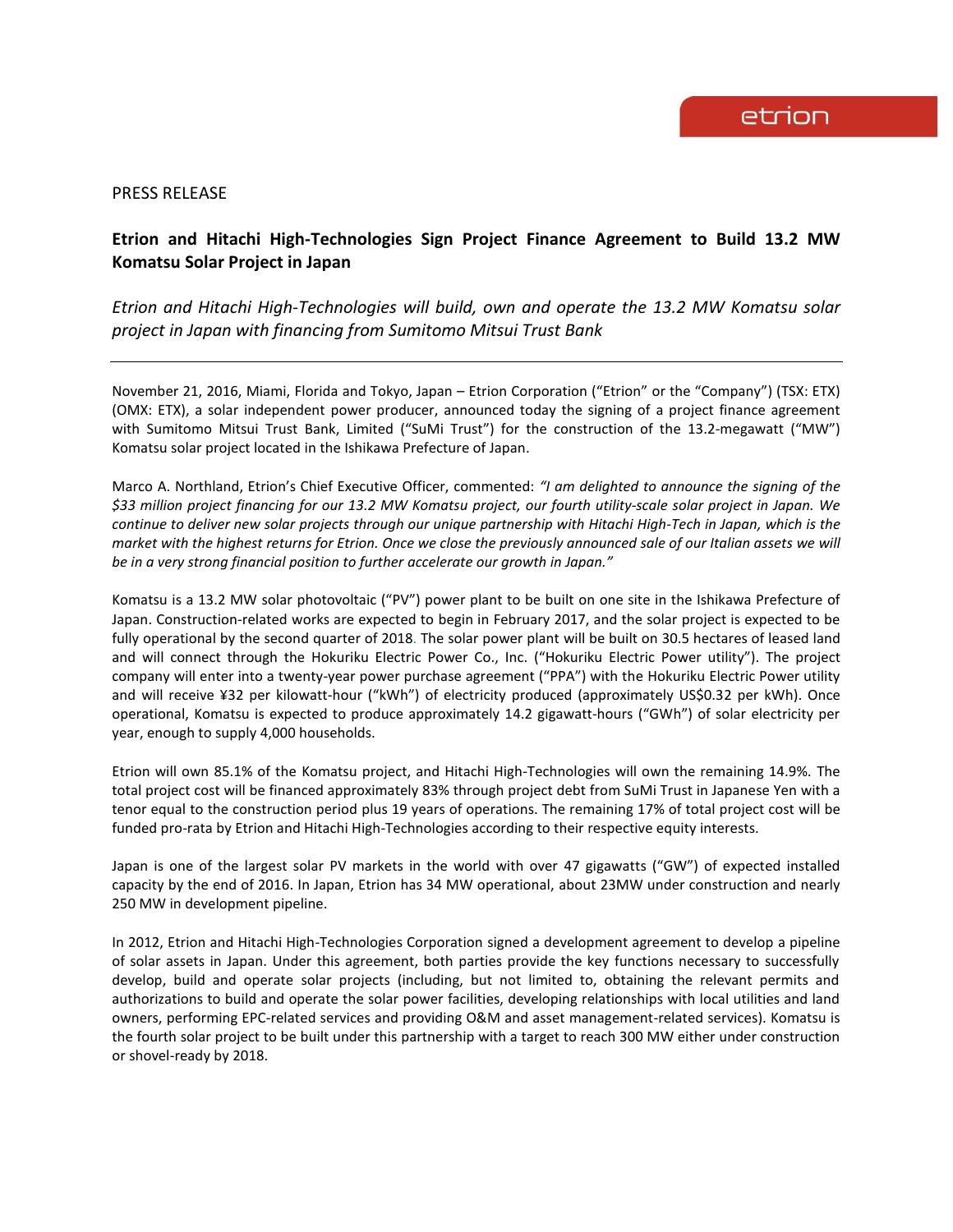etrion

PRESS RELEASE

# Etrion and Hitachi High-Technologies Sign Project Finance Agreement to Build 13.2 MW Komatsu Solar Project in Japan

*Etrion and Hitachi High-Technologies will build, own and operate the 13.2 MW Komatsu solar project in Japan with financing from Sumitomo Mitsui Trust Bank*

---

November 21, 2016, Miami, Florida and Tokyo, Japan – Etrion Corporation ("Etrion" or the "Company") (TSX: ETX) (OMX: ETX), a solar independent power producer, announced today the signing of a project finance agreement with Sumitomo Mitsui Trust Bank, Limited ("SuMi Trust") for the construction of the 13.2-megawatt ("MW") Komatsu solar project located in the Ishikawa Prefecture of Japan.

Marco A. Northland, Etrion's Chief Executive Officer, commented: *"I am delighted to announce the signing of the $33 million project financing for our 13.2 MW Komatsu project, our fourth utility-scale solar project in Japan. We continue to deliver new solar projects through our unique partnership with Hitachi High-Tech in Japan, which is the market with the highest returns for Etrion. Once we close the previously announced sale of our Italian assets we will be in a very strong financial position to further accelerate our growth in Japan."*

Komatsu is a 13.2 MW solar photovoltaic ("PV") power plant to be built on one site in the Ishikawa Prefecture of Japan. Construction-related works are expected to begin in February 2017, and the solar project is expected to be fully operational by the second quarter of 2018. The solar power plant will be built on 30.5 hectares of leased land and will connect through the Hokuriku Electric Power Co., Inc. ("Hokuriku Electric Power utility"). The project company will enter into a twenty-year power purchase agreement ("PPA") with the Hokuriku Electric Power utility and will receive ¥32 per kilowatt-hour ("kWh") of electricity produced (approximately US$0.32 per kWh). Once operational, Komatsu is expected to produce approximately 14.2 gigawatt-hours ("GWh") of solar electricity per year, enough to supply 4,000 households.

Etrion will own 85.1% of the Komatsu project, and Hitachi High-Technologies will own the remaining 14.9%. The total project cost will be financed approximately 83% through project debt from SuMi Trust in Japanese Yen with a tenor equal to the construction period plus 19 years of operations. The remaining 17% of total project cost will be funded pro-rata by Etrion and Hitachi High-Technologies according to their respective equity interests.

Japan is one of the largest solar PV markets in the world with over 47 gigawatts ("GW") of expected installed capacity by the end of 2016. In Japan, Etrion has 34 MW operational, about 23MW under construction and nearly 250 MW in development pipeline.

In 2012, Etrion and Hitachi High-Technologies Corporation signed a development agreement to develop a pipeline of solar assets in Japan. Under this agreement, both parties provide the key functions necessary to successfully develop, build and operate solar projects (including, but not limited to, obtaining the relevant permits and authorizations to build and operate the solar power facilities, developing relationships with local utilities and land owners, performing EPC-related services and providing O&M and asset management-related services). Komatsu is the fourth solar project to be built under this partnership with a target to reach 300 MW either under construction or shovel-ready by 2018.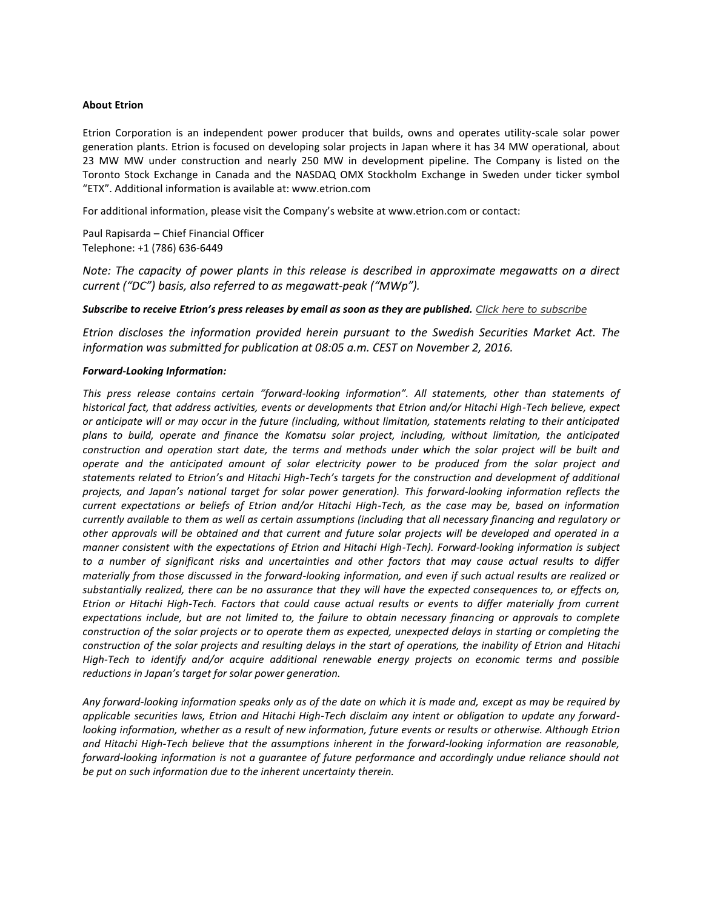**About Etrion**

Etrion Corporation is an independent power producer that builds, owns and operates utility-scale solar power generation plants. Etrion is focused on developing solar projects in Japan where it has 34 MW operational, about 23 MW MW under construction and nearly 250 MW in development pipeline. The Company is listed on the Toronto Stock Exchange in Canada and the NASDAQ OMX Stockholm Exchange in Sweden under ticker symbol "ETX". Additional information is available at: www.etrion.com

For additional information, please visit the Company's website at www.etrion.com or contact:

Paul Rapisarda – Chief Financial Officer
Telephone: +1 (786) 636-6449

*Note: The capacity of power plants in this release is described in approximate megawatts on a direct current ("DC") basis, also referred to as megawatt-peak ("MWp").*

***Subscribe to receive Etrion's press releases by email as soon as they are published.*** *Click here to subscribe*

*Etrion discloses the information provided herein pursuant to the Swedish Securities Market Act. The information was submitted for publication at 08:05 a.m. CEST on November 2, 2016.*

***Forward-Looking Information:***

*This press release contains certain "forward-looking information". All statements, other than statements of historical fact, that address activities, events or developments that Etrion and/or Hitachi High-Tech believe, expect or anticipate will or may occur in the future (including, without limitation, statements relating to their anticipated plans to build, operate and finance the Komatsu solar project, including, without limitation, the anticipated construction and operation start date, the terms and methods under which the solar project will be built and operate and the anticipated amount of solar electricity power to be produced from the solar project and statements related to Etrion's and Hitachi High-Tech's targets for the construction and development of additional projects, and Japan's national target for solar power generation). This forward-looking information reflects the current expectations or beliefs of Etrion and/or Hitachi High-Tech, as the case may be, based on information currently available to them as well as certain assumptions (including that all necessary financing and regulatory or other approvals will be obtained and that current and future solar projects will be developed and operated in a manner consistent with the expectations of Etrion and Hitachi High-Tech). Forward-looking information is subject to a number of significant risks and uncertainties and other factors that may cause actual results to differ materially from those discussed in the forward-looking information, and even if such actual results are realized or substantially realized, there can be no assurance that they will have the expected consequences to, or effects on, Etrion or Hitachi High-Tech. Factors that could cause actual results or events to differ materially from current expectations include, but are not limited to, the failure to obtain necessary financing or approvals to complete construction of the solar projects or to operate them as expected, unexpected delays in starting or completing the construction of the solar projects and resulting delays in the start of operations, the inability of Etrion and Hitachi High-Tech to identify and/or acquire additional renewable energy projects on economic terms and possible reductions in Japan's target for solar power generation.*

*Any forward-looking information speaks only as of the date on which it is made and, except as may be required by applicable securities laws, Etrion and Hitachi High-Tech disclaim any intent or obligation to update any forward-looking information, whether as a result of new information, future events or results or otherwise. Although Etrion and Hitachi High-Tech believe that the assumptions inherent in the forward-looking information are reasonable, forward-looking information is not a guarantee of future performance and accordingly undue reliance should not be put on such information due to the inherent uncertainty therein.*